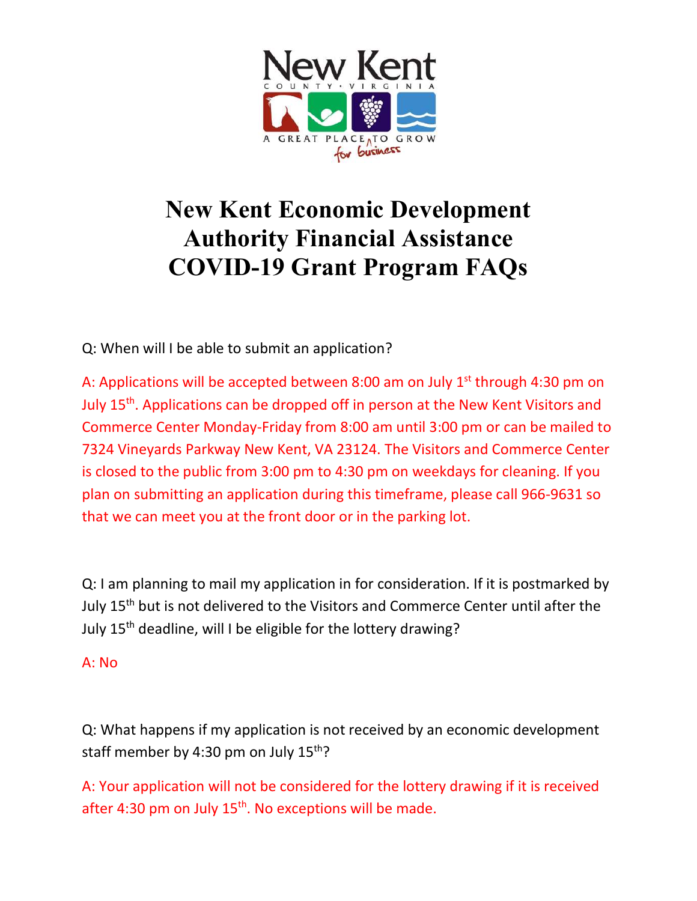# New Kent Economic Development Authority Financial Assistance COVID-19 Grant Program FAQs

Q: When will I be able to submit an application?

A: Applications will be accepted between 8:00 am on July 1st through 4:30 pm on July 15th. Applications can be dropped off in person at the New Kent Visitors and Commerce Center Monday-Friday from 8:00 am until 3:00 pm or can be mailed to 7324 Vineyards Parkway New Kent, VA 23124. The Visitors and Commerce Center is closed to the public from 3:00 pm to 4:30 pm on weekdays for cleaning. If you plan on submitting an application during this timeframe, please call 966-9631 so that we can meet you at the front door or in the parking lot.

Q: I am planning to mail my application in for consideration. If it is postmarked by July 15th but is not delivered to the Visitors and Commerce Center until after the July 15th deadline, will I be eligible for the lottery drawing?

A: No

Q: What happens if my application is not received by an economic development staff member by 4:30 pm on July 15th?

A: Your application will not be considered for the lottery drawing if it is received after 4:30 pm on July 15th. No exceptions will be made.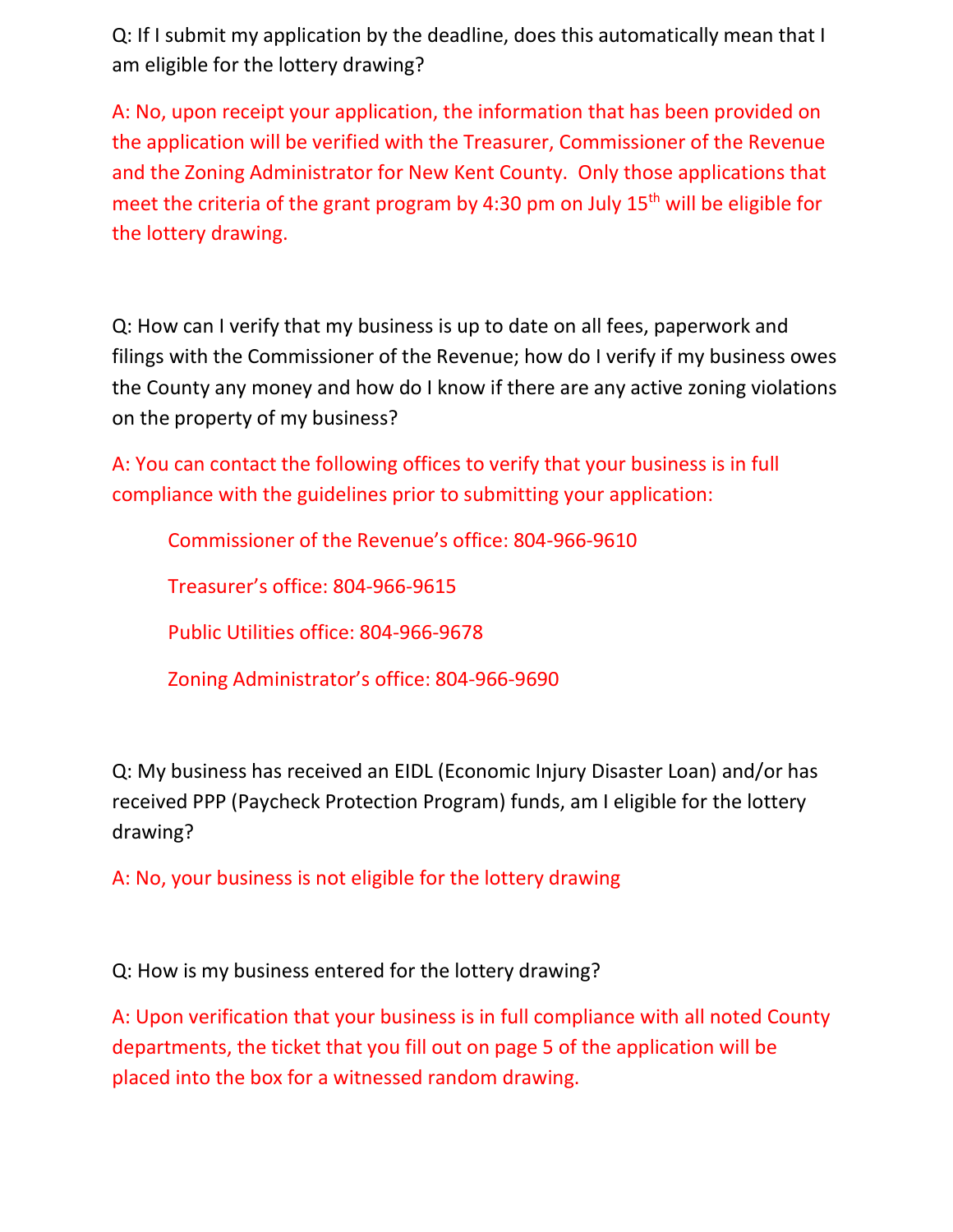Q: If I submit my application by the deadline, does this automatically mean that I am eligible for the lottery drawing?

A: No, upon receipt your application, the information that has been provided on the application will be verified with the Treasurer, Commissioner of the Revenue and the Zoning Administrator for New Kent County. Only those applications that meet the criteria of the grant program by 4:30 pm on July 15th will be eligible for the lottery drawing.

Q: How can I verify that my business is up to date on all fees, paperwork and filings with the Commissioner of the Revenue; how do I verify if my business owes the County any money and how do I know if there are any active zoning violations on the property of my business?

A: You can contact the following offices to verify that your business is in full compliance with the guidelines prior to submitting your application:

> Commissioner of the Revenue's office: 804-966-9610
>
> Treasurer's office: 804-966-9615
>
> Public Utilities office: 804-966-9678
>
> Zoning Administrator's office: 804-966-9690

Q: My business has received an EIDL (Economic Injury Disaster Loan) and/or has received PPP (Paycheck Protection Program) funds, am I eligible for the lottery drawing?

A: No, your business is not eligible for the lottery drawing

Q: How is my business entered for the lottery drawing?

A: Upon verification that your business is in full compliance with all noted County departments, the ticket that you fill out on page 5 of the application will be placed into the box for a witnessed random drawing.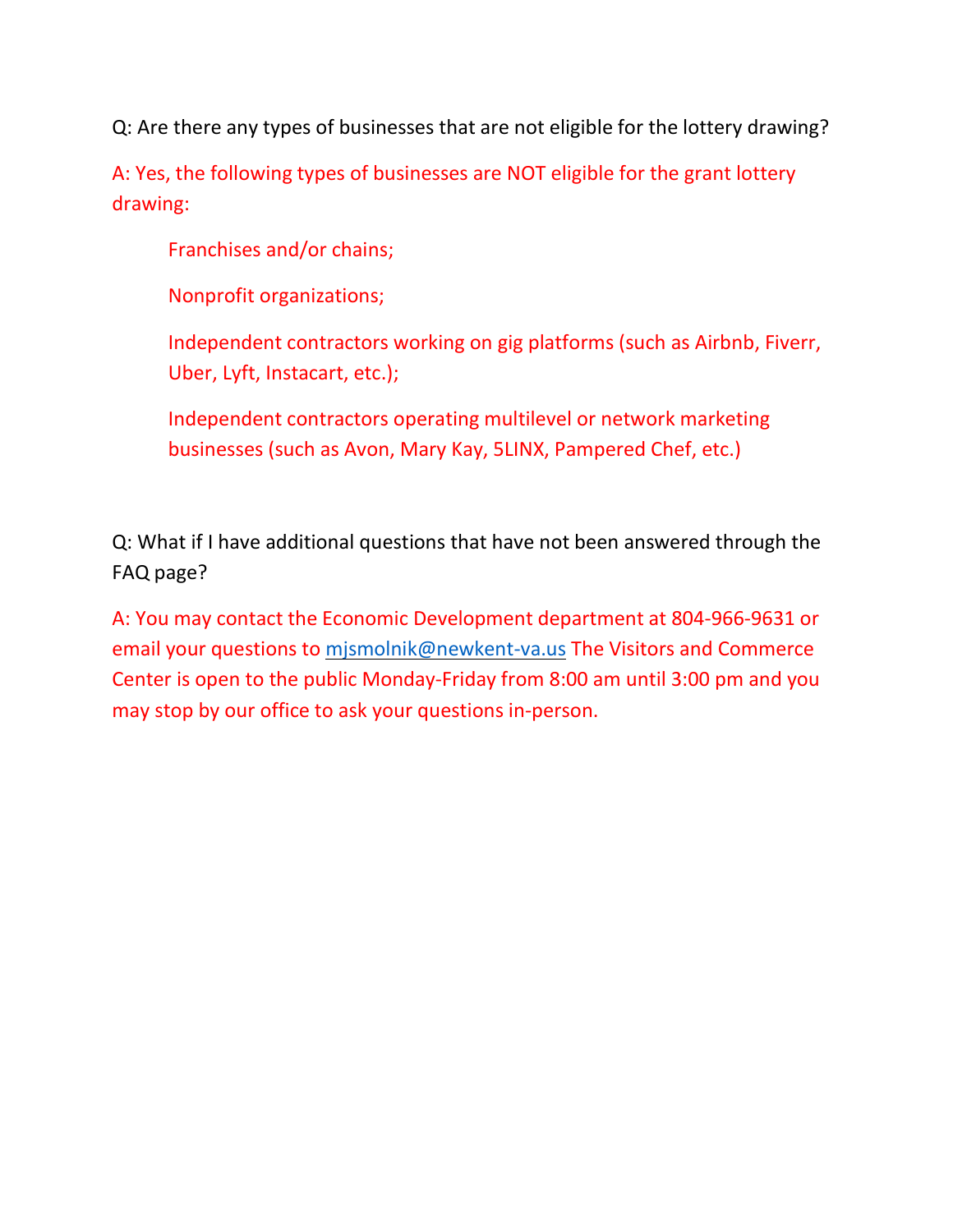Q: Are there any types of businesses that are not eligible for the lottery drawing?

A: Yes, the following types of businesses are NOT eligible for the grant lottery drawing:

> Franchises and/or chains;
>
> Nonprofit organizations;
>
> Independent contractors working on gig platforms (such as Airbnb, Fiverr, Uber, Lyft, Instacart, etc.);
>
> Independent contractors operating multilevel or network marketing businesses (such as Avon, Mary Kay, 5LINX, Pampered Chef, etc.)

Q: What if I have additional questions that have not been answered through the FAQ page?

A: You may contact the Economic Development department at 804-966-9631 or email your questions to mjsmolnik@newkent-va.us The Visitors and Commerce Center is open to the public Monday-Friday from 8:00 am until 3:00 pm and you may stop by our office to ask your questions in-person.